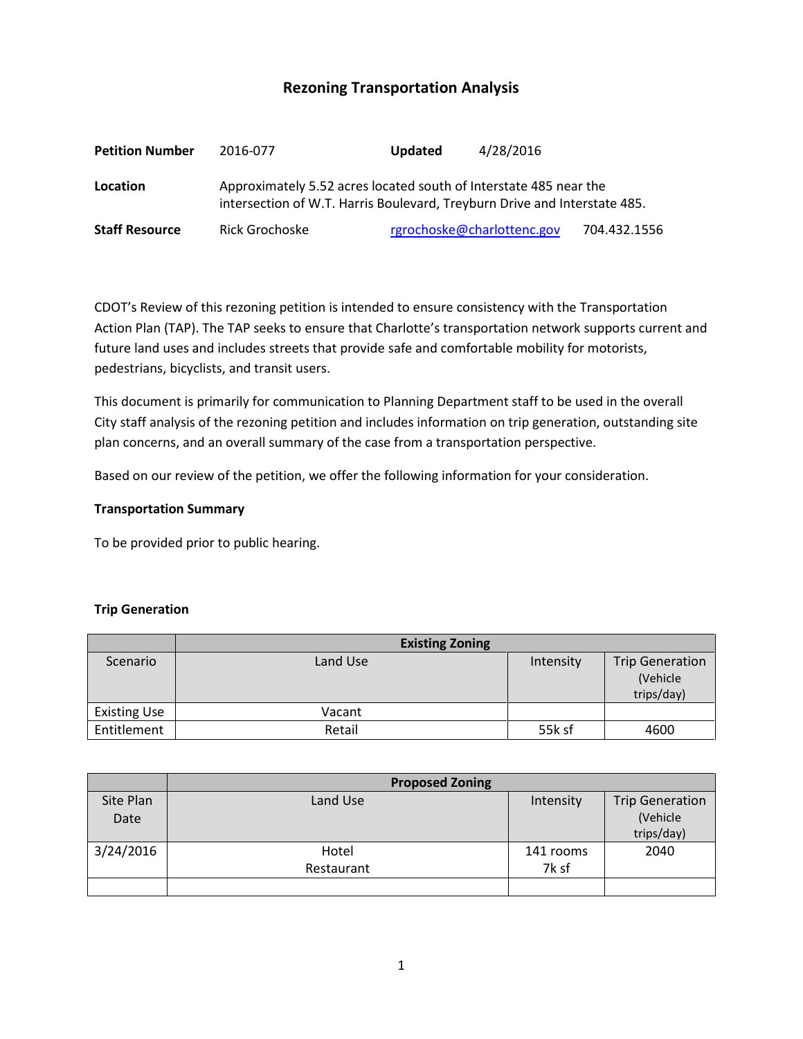# Rezoning Transportation Analysis

| | | | |
|---|---|---|---|
| **Petition Number** | 2016-077 | **Updated** | 4/28/2016 |
| **Location** | Approximately 5.52 acres located south of Interstate 485 near the intersection of W.T. Harris Boulevard, Treyburn Drive and Interstate 485. | | |
| **Staff Resource** | Rick Grochoske | rgrochoske@charlottenc.gov | 704.432.1556 |

CDOT's Review of this rezoning petition is intended to ensure consistency with the Transportation Action Plan (TAP). The TAP seeks to ensure that Charlotte's transportation network supports current and future land uses and includes streets that provide safe and comfortable mobility for motorists, pedestrians, bicyclists, and transit users.

This document is primarily for communication to Planning Department staff to be used in the overall City staff analysis of the rezoning petition and includes information on trip generation, outstanding site plan concerns, and an overall summary of the case from a transportation perspective.

Based on our review of the petition, we offer the following information for your consideration.

**Transportation Summary**

To be provided prior to public hearing.

**Trip Generation**

| | **Existing Zoning** | | |
|---|---|---|---|
| Scenario | Land Use | Intensity | Trip Generation (Vehicle trips/day) |
| Existing Use | Vacant | | |
| Entitlement | Retail | 55k sf | 4600 |

| | **Proposed Zoning** | | |
|---|---|---|---|
| Site Plan Date | Land Use | Intensity | Trip Generation (Vehicle trips/day) |
| 3/24/2016 | Hotel<br>Restaurant | 141 rooms<br>7k sf | 2040 |
| | | | |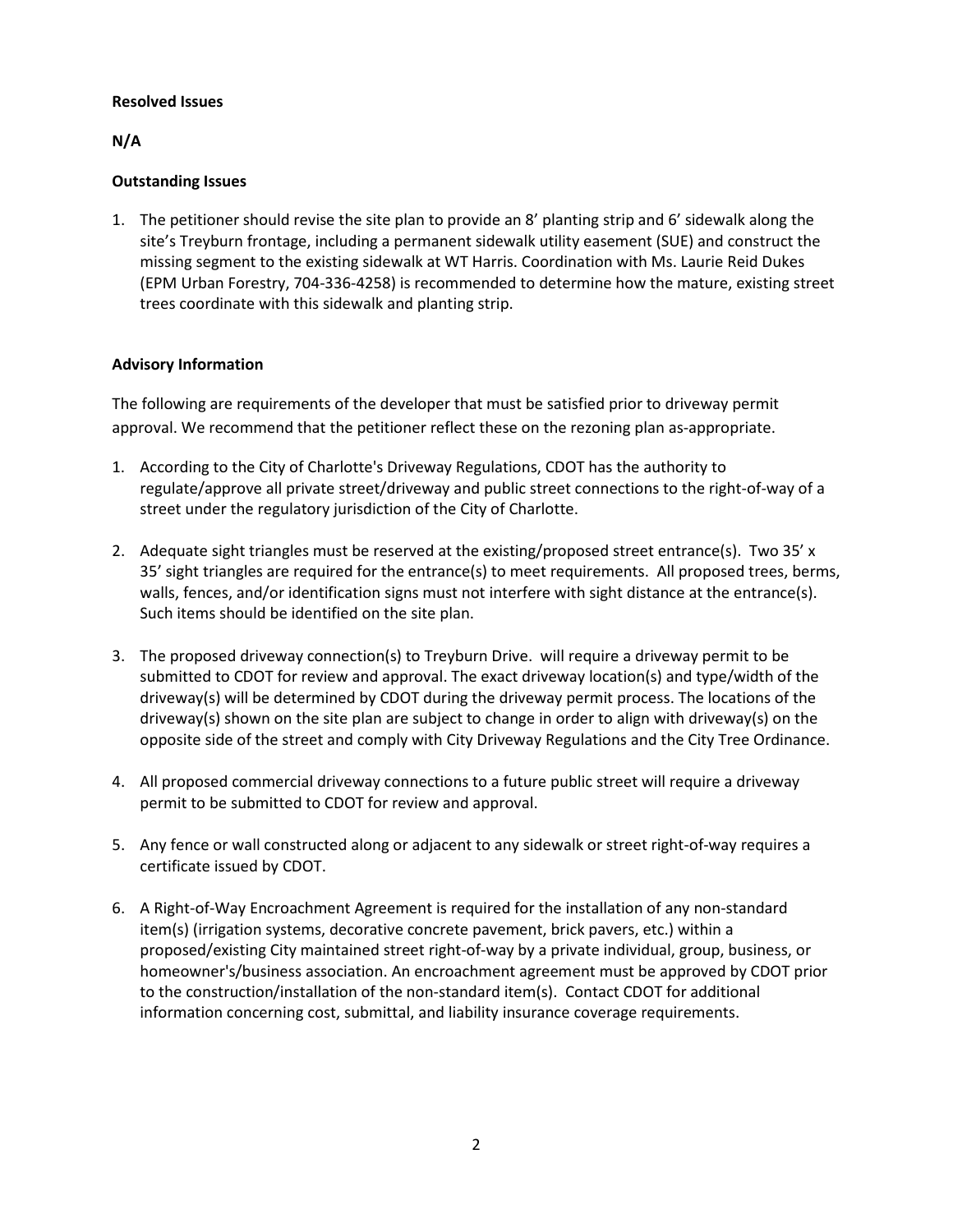**Resolved Issues**

**N/A**

**Outstanding Issues**

1. The petitioner should revise the site plan to provide an 8' planting strip and 6' sidewalk along the site's Treyburn frontage, including a permanent sidewalk utility easement (SUE) and construct the missing segment to the existing sidewalk at WT Harris. Coordination with Ms. Laurie Reid Dukes (EPM Urban Forestry, 704-336-4258) is recommended to determine how the mature, existing street trees coordinate with this sidewalk and planting strip.

**Advisory Information**

The following are requirements of the developer that must be satisfied prior to driveway permit approval. We recommend that the petitioner reflect these on the rezoning plan as-appropriate.

1. According to the City of Charlotte's Driveway Regulations, CDOT has the authority to regulate/approve all private street/driveway and public street connections to the right-of-way of a street under the regulatory jurisdiction of the City of Charlotte.
2. Adequate sight triangles must be reserved at the existing/proposed street entrance(s). Two 35' x 35' sight triangles are required for the entrance(s) to meet requirements. All proposed trees, berms, walls, fences, and/or identification signs must not interfere with sight distance at the entrance(s). Such items should be identified on the site plan.
3. The proposed driveway connection(s) to Treyburn Drive. will require a driveway permit to be submitted to CDOT for review and approval. The exact driveway location(s) and type/width of the driveway(s) will be determined by CDOT during the driveway permit process. The locations of the driveway(s) shown on the site plan are subject to change in order to align with driveway(s) on the opposite side of the street and comply with City Driveway Regulations and the City Tree Ordinance.
4. All proposed commercial driveway connections to a future public street will require a driveway permit to be submitted to CDOT for review and approval.
5. Any fence or wall constructed along or adjacent to any sidewalk or street right-of-way requires a certificate issued by CDOT.
6. A Right-of-Way Encroachment Agreement is required for the installation of any non-standard item(s) (irrigation systems, decorative concrete pavement, brick pavers, etc.) within a proposed/existing City maintained street right-of-way by a private individual, group, business, or homeowner's/business association. An encroachment agreement must be approved by CDOT prior to the construction/installation of the non-standard item(s). Contact CDOT for additional information concerning cost, submittal, and liability insurance coverage requirements.